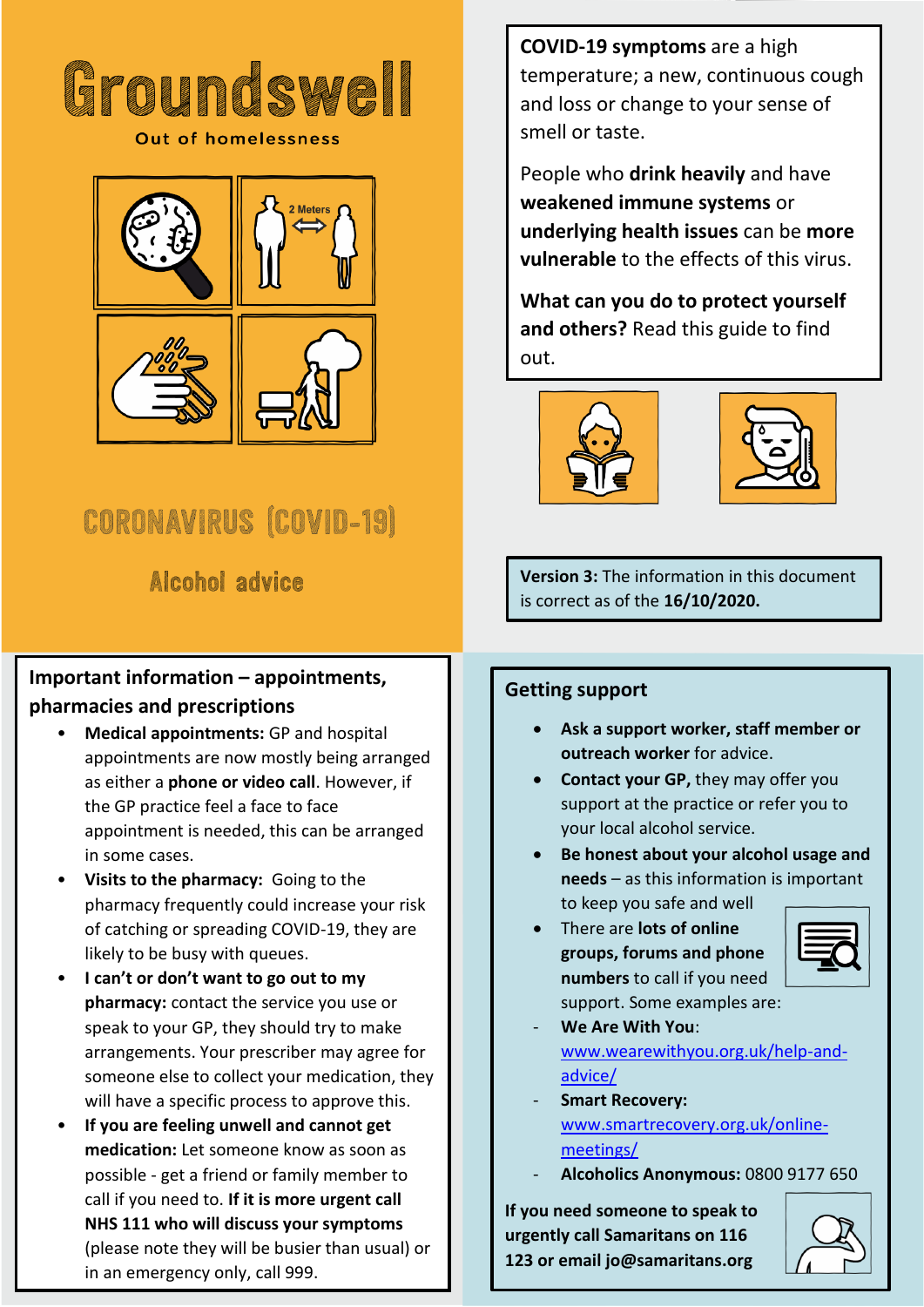# Groundswell

Out of homelessness

## CORONAVIRUS (COVID-19)

### Alcohol advice

**COVID-19 symptoms** are a high temperature; a new, continuous cough and loss or change to your sense of smell or taste.

People who **drink heavily** and have **weakened immune systems** or **underlying health issues** can be **more vulnerable** to the effects of this virus.

**What can you do to protect yourself and others?** Read this guide to find out.

**Version 3:** The information in this document is correct as of the **16/10/2020.**

## Important information – appointments, pharmacies and prescriptions

- **Medical appointments:** GP and hospital appointments are now mostly being arranged as either a **phone or video call**. However, if the GP practice feel a face to face appointment is needed, this can be arranged in some cases.
- **Visits to the pharmacy:** Going to the pharmacy frequently could increase your risk of catching or spreading COVID-19, they are likely to be busy with queues.
- **I can't or don't want to go out to my pharmacy:** contact the service you use or speak to your GP, they should try to make arrangements. Your prescriber may agree for someone else to collect your medication, they will have a specific process to approve this.
- **If you are feeling unwell and cannot get medication:** Let someone know as soon as possible - get a friend or family member to call if you need to. **If it is more urgent call NHS 111 who will discuss your symptoms** (please note they will be busier than usual) or in an emergency only, call 999.

## Getting support

- **Ask a support worker, staff member or outreach worker** for advice.
- **Contact your GP,** they may offer you support at the practice or refer you to your local alcohol service.
- **Be honest about your alcohol usage and needs** – as this information is important to keep you safe and well
- There are **lots of online groups, forums and phone numbers** to call if you need support. Some examples are:
  - **We Are With You**: www.wearewithyou.org.uk/help-and-advice/
  - **Smart Recovery:** www.smartrecovery.org.uk/online-meetings/
  - **Alcoholics Anonymous:** 0800 9177 650

**If you need someone to speak to urgently call Samaritans on 116 123 or email jo@samaritans.org**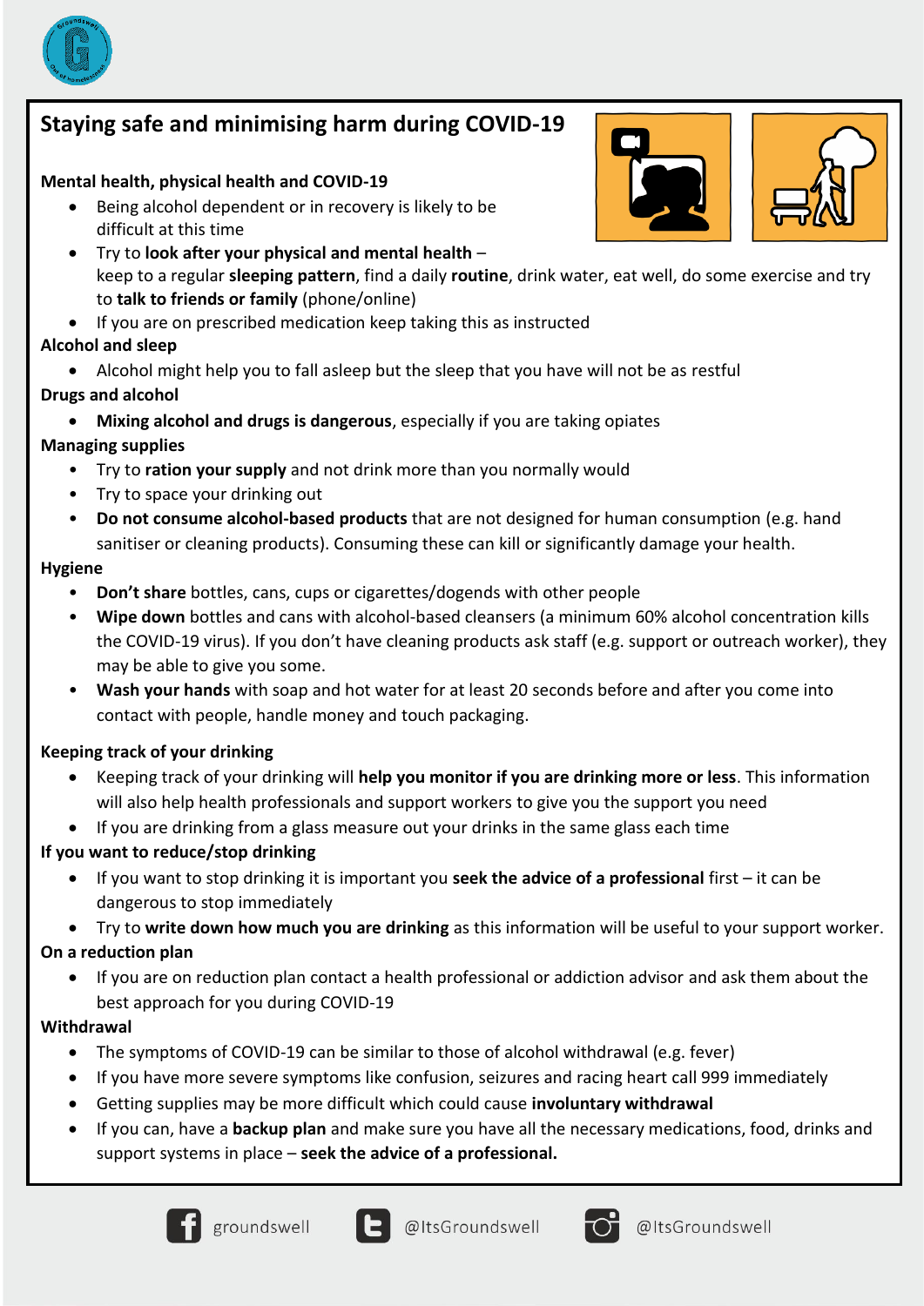## Staying safe and minimising harm during COVID-19

**Mental health, physical health and COVID-19**

- Being alcohol dependent or in recovery is likely to be difficult at this time
- Try to **look after your physical and mental health** – keep to a regular **sleeping pattern**, find a daily **routine**, drink water, eat well, do some exercise and try to **talk to friends or family** (phone/online)
- If you are on prescribed medication keep taking this as instructed

**Alcohol and sleep**

- Alcohol might help you to fall asleep but the sleep that you have will not be as restful

**Drugs and alcohol**

- **Mixing alcohol and drugs is dangerous**, especially if you are taking opiates

**Managing supplies**

- Try to **ration your supply** and not drink more than you normally would
- Try to space your drinking out
- **Do not consume alcohol-based products** that are not designed for human consumption (e.g. hand sanitiser or cleaning products). Consuming these can kill or significantly damage your health.

**Hygiene**

- **Don't share** bottles, cans, cups or cigarettes/dogends with other people
- **Wipe down** bottles and cans with alcohol-based cleansers (a minimum 60% alcohol concentration kills the COVID-19 virus). If you don't have cleaning products ask staff (e.g. support or outreach worker), they may be able to give you some.
- **Wash your hands** with soap and hot water for at least 20 seconds before and after you come into contact with people, handle money and touch packaging.

**Keeping track of your drinking**

- Keeping track of your drinking will **help you monitor if you are drinking more or less**. This information will also help health professionals and support workers to give you the support you need
- If you are drinking from a glass measure out your drinks in the same glass each time

**If you want to reduce/stop drinking**

- If you want to stop drinking it is important you **seek the advice of a professional** first – it can be dangerous to stop immediately
- Try to **write down how much you are drinking** as this information will be useful to your support worker.

**On a reduction plan**

- If you are on reduction plan contact a health professional or addiction advisor and ask them about the best approach for you during COVID-19

**Withdrawal**

- The symptoms of COVID-19 can be similar to those of alcohol withdrawal (e.g. fever)
- If you have more severe symptoms like confusion, seizures and racing heart call 999 immediately
- Getting supplies may be more difficult which could cause **involuntary withdrawal**
- If you can, have a **backup plan** and make sure you have all the necessary medications, food, drinks and support systems in place – **seek the advice of a professional.**

groundswell @ItsGroundswell @ItsGroundswell